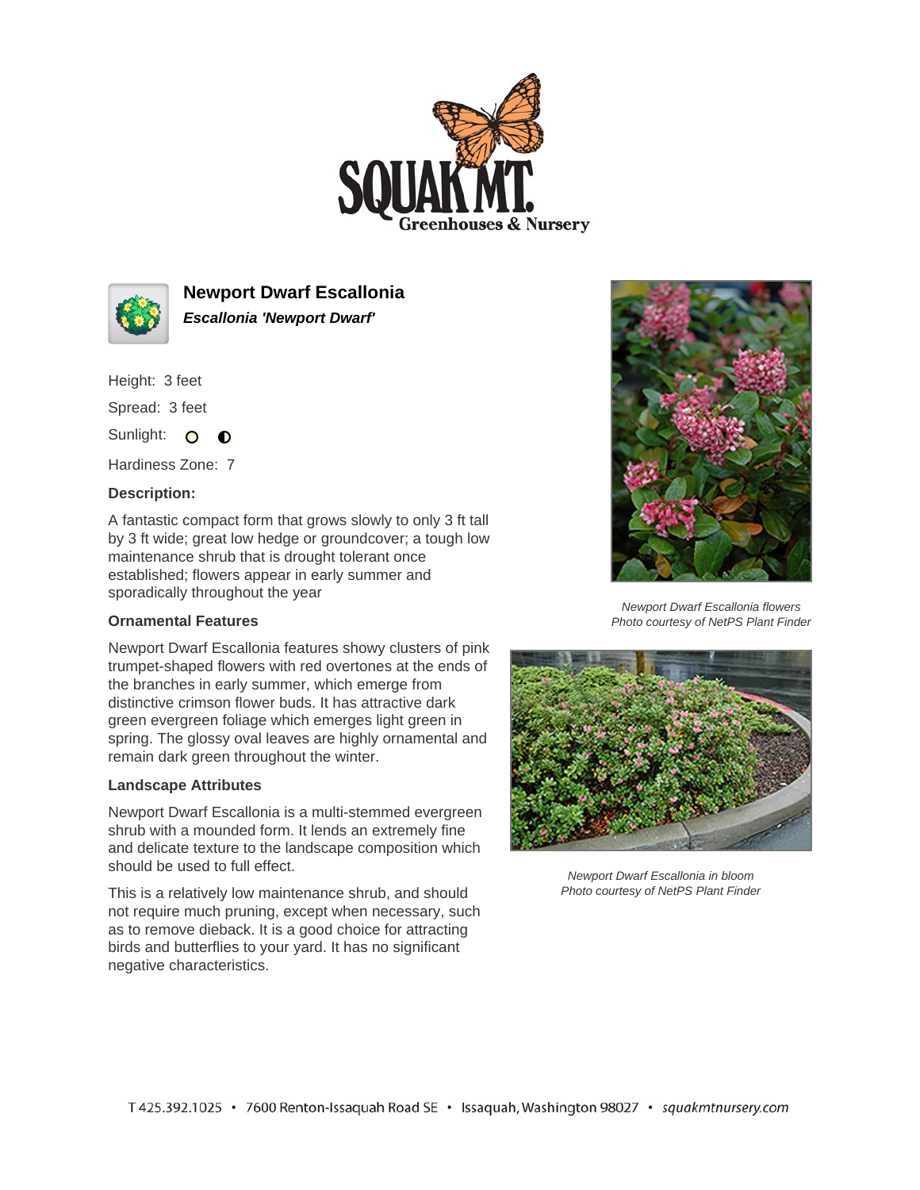# Newport Dwarf Escallonia

***Escallonia 'Newport Dwarf'***

Height: 3 feet

Spread: 3 feet

Sunlight: ○ ◐

Hardiness Zone: 7

**Description:**

A fantastic compact form that grows slowly to only 3 ft tall by 3 ft wide; great low hedge or groundcover; a tough low maintenance shrub that is drought tolerant once established; flowers appear in early summer and sporadically throughout the year

**Ornamental Features**

Newport Dwarf Escallonia features showy clusters of pink trumpet-shaped flowers with red overtones at the ends of the branches in early summer, which emerge from distinctive crimson flower buds. It has attractive dark green evergreen foliage which emerges light green in spring. The glossy oval leaves are highly ornamental and remain dark green throughout the winter.

**Landscape Attributes**

Newport Dwarf Escallonia is a multi-stemmed evergreen shrub with a mounded form. It lends an extremely fine and delicate texture to the landscape composition which should be used to full effect.

This is a relatively low maintenance shrub, and should not require much pruning, except when necessary, such as to remove dieback. It is a good choice for attracting birds and butterflies to your yard. It has no significant negative characteristics.

*Newport Dwarf Escallonia flowers*
*Photo courtesy of NetPS Plant Finder*

*Newport Dwarf Escallonia in bloom*
*Photo courtesy of NetPS Plant Finder*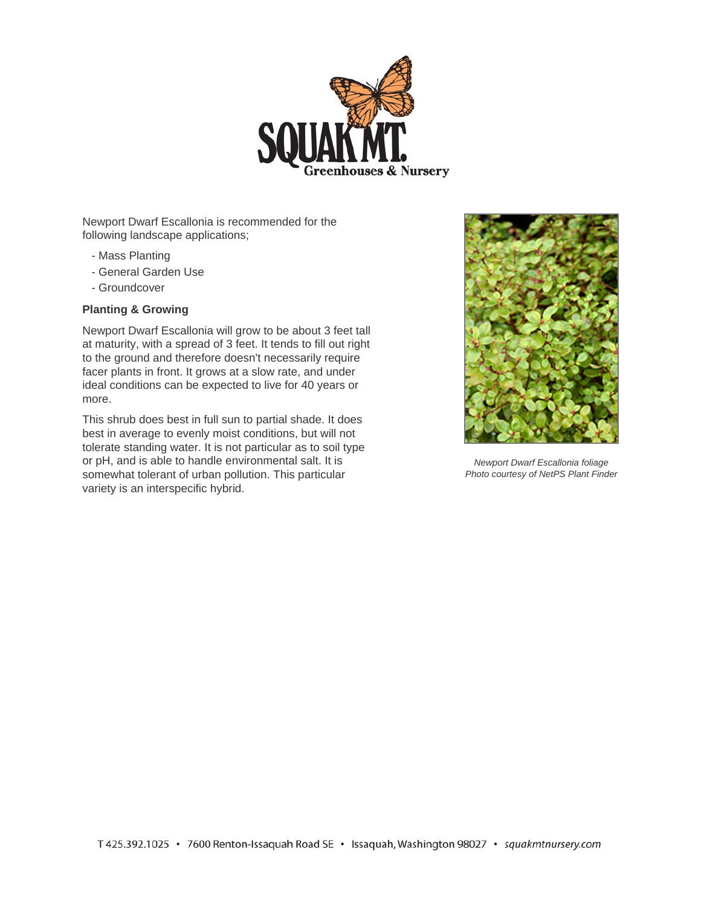Newport Dwarf Escallonia is recommended for the following landscape applications;

- Mass Planting
- General Garden Use
- Groundcover

**Planting & Growing**

Newport Dwarf Escallonia will grow to be about 3 feet tall at maturity, with a spread of 3 feet. It tends to fill out right to the ground and therefore doesn't necessarily require facer plants in front. It grows at a slow rate, and under ideal conditions can be expected to live for 40 years or more.

This shrub does best in full sun to partial shade. It does best in average to evenly moist conditions, but will not tolerate standing water. It is not particular as to soil type or pH, and is able to handle environmental salt. It is somewhat tolerant of urban pollution. This particular variety is an interspecific hybrid.

*Newport Dwarf Escallonia foliage*
*Photo courtesy of NetPS Plant Finder*

T 425.392.1025 • 7600 Renton-Issaquah Road SE • Issaquah, Washington 98027 • *squakmtnursery.com*